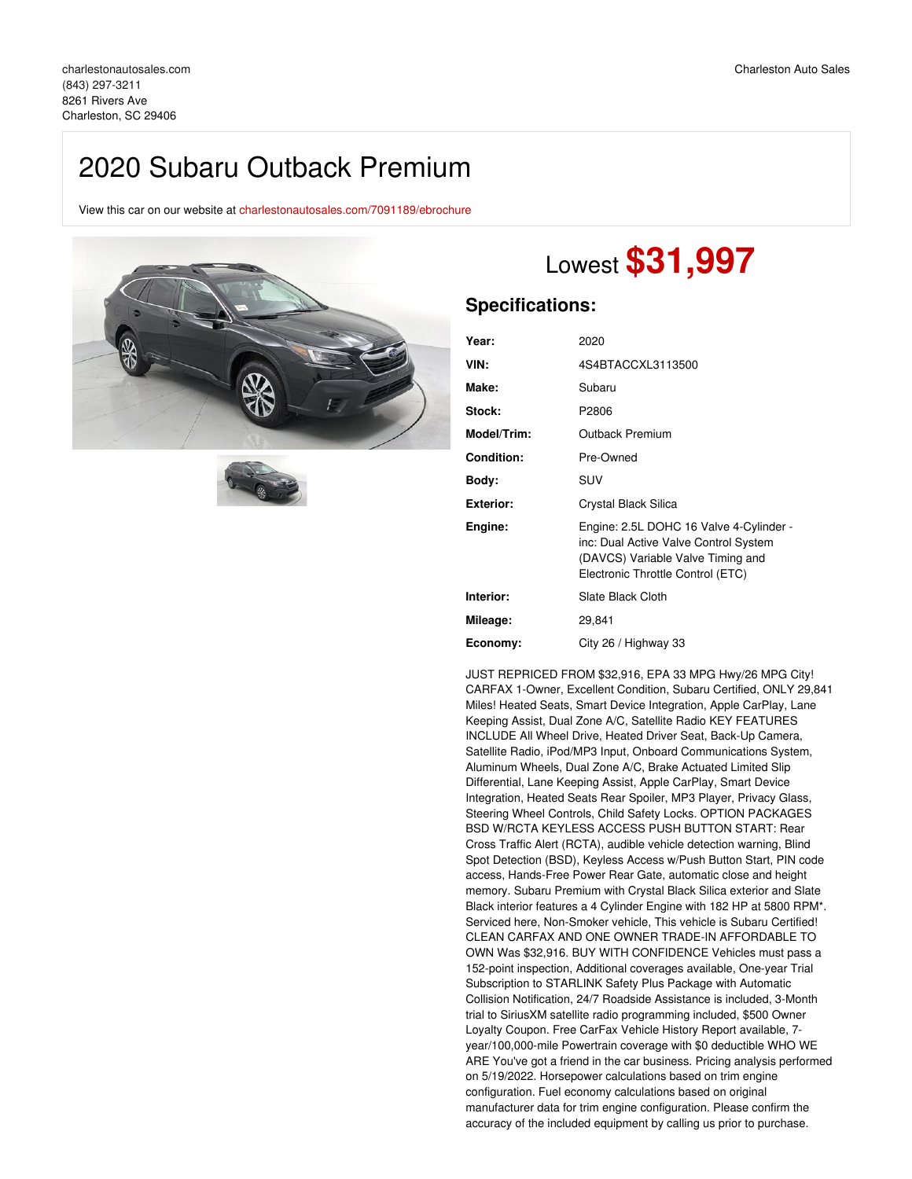charlestonautosales.com
(843) 297-3211
8261 Rivers Ave
Charleston, SC 29406

Charleston Auto Sales

# 2020 Subaru Outback Premium

View this car on our website at charlestonautosales.com/7091189/ebrochure

Lowest **$31,997**

## Specifications:

| | |
|---|---|
| **Year:** | 2020 |
| **VIN:** | 4S4BTACCXL3113500 |
| **Make:** | Subaru |
| **Stock:** | P2806 |
| **Model/Trim:** | Outback Premium |
| **Condition:** | Pre-Owned |
| **Body:** | SUV |
| **Exterior:** | Crystal Black Silica |
| **Engine:** | Engine: 2.5L DOHC 16 Valve 4-Cylinder - inc: Dual Active Valve Control System (DAVCS) Variable Valve Timing and Electronic Throttle Control (ETC) |
| **Interior:** | Slate Black Cloth |
| **Mileage:** | 29,841 |
| **Economy:** | City 26 / Highway 33 |

JUST REPRICED FROM $32,916, EPA 33 MPG Hwy/26 MPG City! CARFAX 1-Owner, Excellent Condition, Subaru Certified, ONLY 29,841 Miles! Heated Seats, Smart Device Integration, Apple CarPlay, Lane Keeping Assist, Dual Zone A/C, Satellite Radio KEY FEATURES INCLUDE All Wheel Drive, Heated Driver Seat, Back-Up Camera, Satellite Radio, iPod/MP3 Input, Onboard Communications System, Aluminum Wheels, Dual Zone A/C, Brake Actuated Limited Slip Differential, Lane Keeping Assist, Apple CarPlay, Smart Device Integration, Heated Seats Rear Spoiler, MP3 Player, Privacy Glass, Steering Wheel Controls, Child Safety Locks. OPTION PACKAGES BSD W/RCTA KEYLESS ACCESS PUSH BUTTON START: Rear Cross Traffic Alert (RCTA), audible vehicle detection warning, Blind Spot Detection (BSD), Keyless Access w/Push Button Start, PIN code access, Hands-Free Power Rear Gate, automatic close and height memory. Subaru Premium with Crystal Black Silica exterior and Slate Black interior features a 4 Cylinder Engine with 182 HP at 5800 RPM*. Serviced here, Non-Smoker vehicle, This vehicle is Subaru Certified! CLEAN CARFAX AND ONE OWNER TRADE-IN AFFORDABLE TO OWN Was $32,916. BUY WITH CONFIDENCE Vehicles must pass a 152-point inspection, Additional coverages available, One-year Trial Subscription to STARLINK Safety Plus Package with Automatic Collision Notification, 24/7 Roadside Assistance is included, 3-Month trial to SiriusXM satellite radio programming included, $500 Owner Loyalty Coupon. Free CarFax Vehicle History Report available, 7-year/100,000-mile Powertrain coverage with $0 deductible WHO WE ARE You've got a friend in the car business. Pricing analysis performed on 5/19/2022. Horsepower calculations based on trim engine configuration. Fuel economy calculations based on original manufacturer data for trim engine configuration. Please confirm the accuracy of the included equipment by calling us prior to purchase.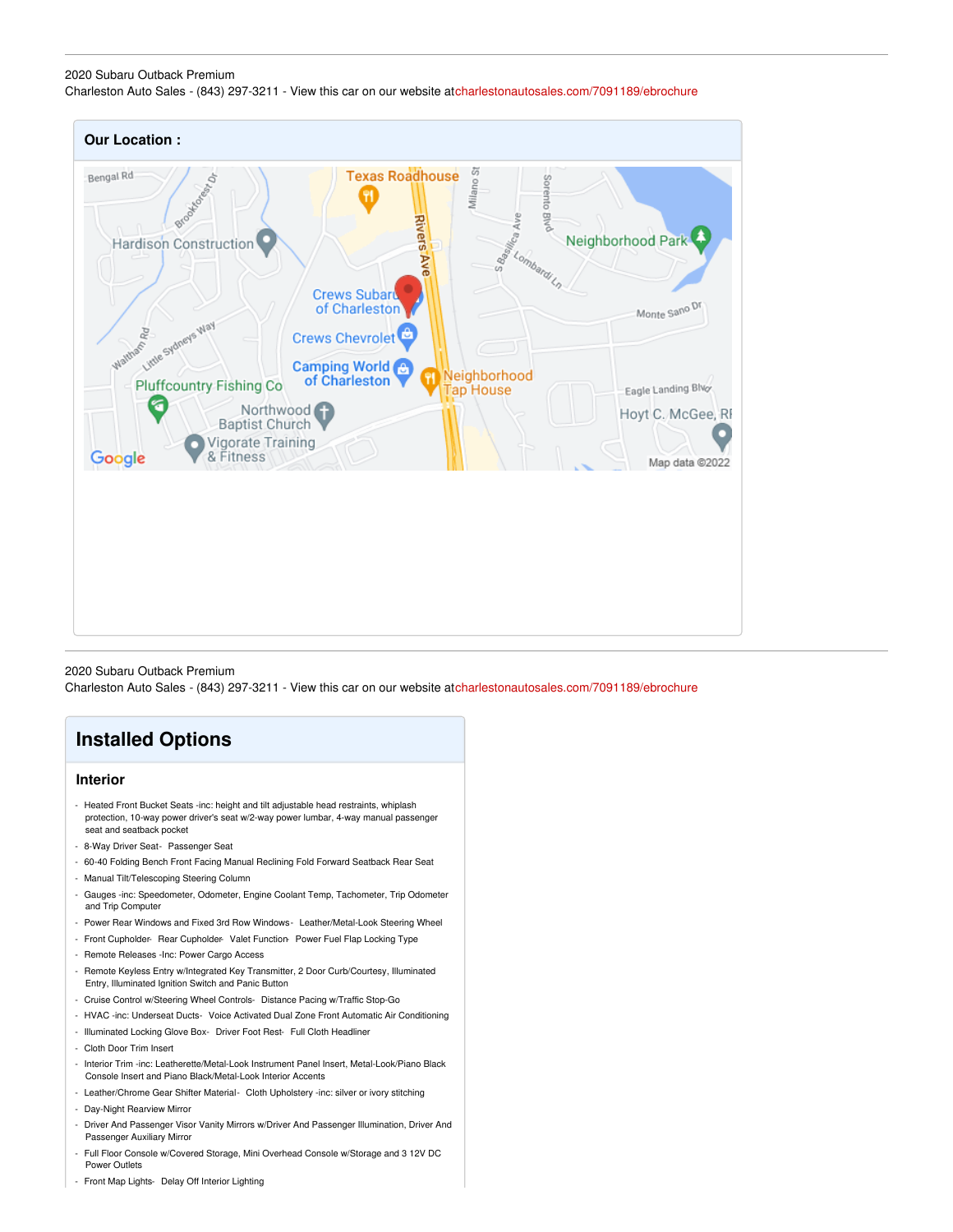2020 Subaru Outback Premium
Charleston Auto Sales - (843) 297-3211 - View this car on our website at charlestonautosales.com/7091189/ebrochure

## Our Location :

2020 Subaru Outback Premium
Charleston Auto Sales - (843) 297-3211 - View this car on our website at charlestonautosales.com/7091189/ebrochure

# Installed Options

## Interior

- Heated Front Bucket Seats -inc: height and tilt adjustable head restraints, whiplash protection, 10-way power driver's seat w/2-way power lumbar, 4-way manual passenger seat and seatback pocket
- 8-Way Driver Seat- Passenger Seat
- 60-40 Folding Bench Front Facing Manual Reclining Fold Forward Seatback Rear Seat
- Manual Tilt/Telescoping Steering Column
- Gauges -inc: Speedometer, Odometer, Engine Coolant Temp, Tachometer, Trip Odometer and Trip Computer
- Power Rear Windows and Fixed 3rd Row Windows- Leather/Metal-Look Steering Wheel
- Front Cupholder- Rear Cupholder- Valet Function- Power Fuel Flap Locking Type
- Remote Releases -Inc: Power Cargo Access
- Remote Keyless Entry w/Integrated Key Transmitter, 2 Door Curb/Courtesy, Illuminated Entry, Illuminated Ignition Switch and Panic Button
- Cruise Control w/Steering Wheel Controls- Distance Pacing w/Traffic Stop-Go
- HVAC -inc: Underseat Ducts- Voice Activated Dual Zone Front Automatic Air Conditioning
- Illuminated Locking Glove Box- Driver Foot Rest- Full Cloth Headliner
- Cloth Door Trim Insert
- Interior Trim -inc: Leatherette/Metal-Look Instrument Panel Insert, Metal-Look/Piano Black Console Insert and Piano Black/Metal-Look Interior Accents
- Leather/Chrome Gear Shifter Material- Cloth Upholstery -inc: silver or ivory stitching
- Day-Night Rearview Mirror
- Driver And Passenger Visor Vanity Mirrors w/Driver And Passenger Illumination, Driver And Passenger Auxiliary Mirror
- Full Floor Console w/Covered Storage, Mini Overhead Console w/Storage and 3 12V DC Power Outlets
- Front Map Lights- Delay Off Interior Lighting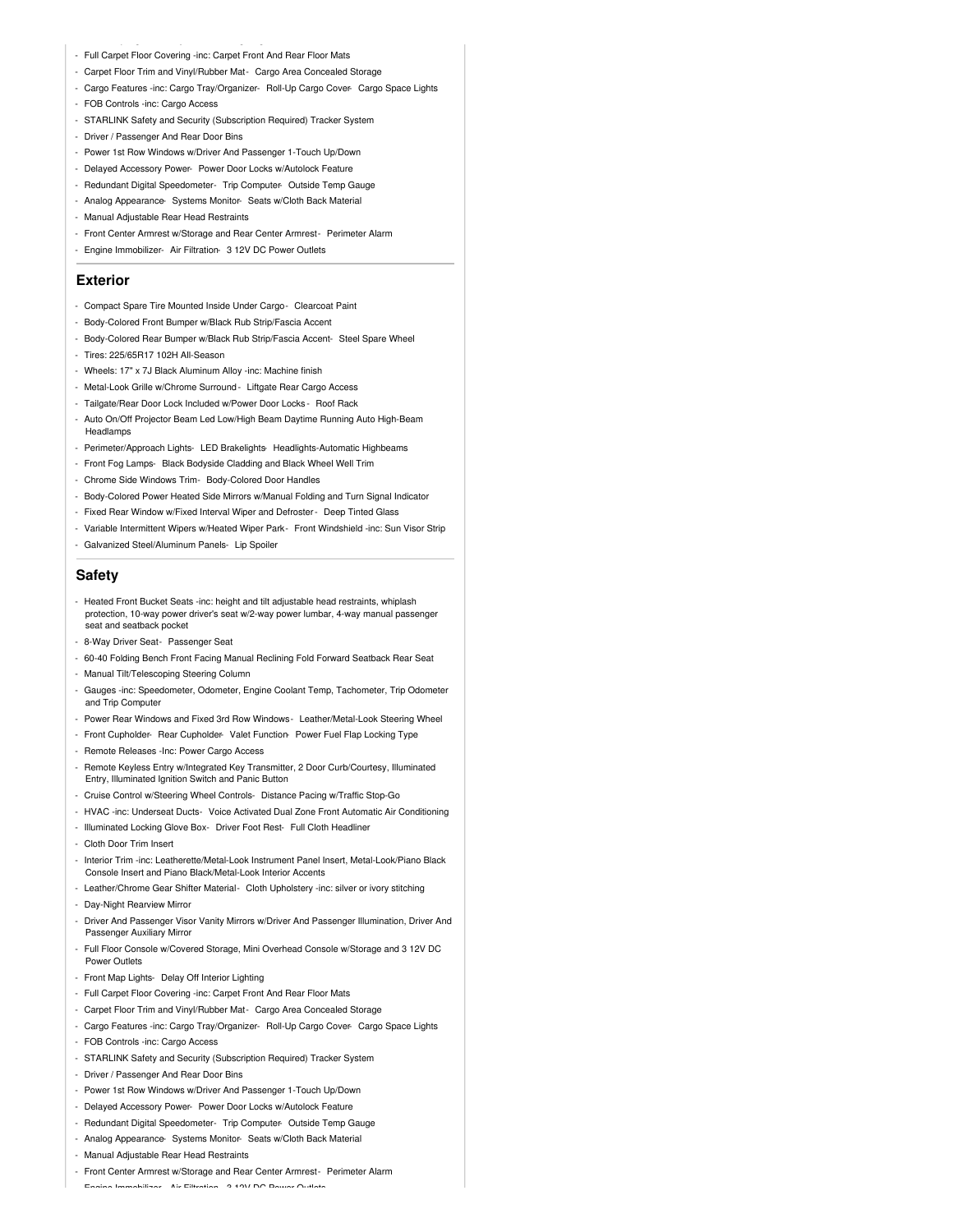- Full Carpet Floor Covering -inc: Carpet Front And Rear Floor Mats
- Carpet Floor Trim and Vinyl/Rubber Mat - Cargo Area Concealed Storage
- Cargo Features -inc: Cargo Tray/Organizer - Roll-Up Cargo Cover - Cargo Space Lights
- FOB Controls -inc: Cargo Access
- STARLINK Safety and Security (Subscription Required) Tracker System
- Driver / Passenger And Rear Door Bins
- Power 1st Row Windows w/Driver And Passenger 1-Touch Up/Down
- Delayed Accessory Power - Power Door Locks w/Autolock Feature
- Redundant Digital Speedometer - Trip Computer - Outside Temp Gauge
- Analog Appearance - Systems Monitor - Seats w/Cloth Back Material
- Manual Adjustable Rear Head Restraints
- Front Center Armrest w/Storage and Rear Center Armrest - Perimeter Alarm
- Engine Immobilizer - Air Filtration - 3 12V DC Power Outlets

## Exterior

- Compact Spare Tire Mounted Inside Under Cargo - Clearcoat Paint
- Body-Colored Front Bumper w/Black Rub Strip/Fascia Accent
- Body-Colored Rear Bumper w/Black Rub Strip/Fascia Accent - Steel Spare Wheel
- Tires: 225/65R17 102H All-Season
- Wheels: 17" x 7J Black Aluminum Alloy -inc: Machine finish
- Metal-Look Grille w/Chrome Surround - Liftgate Rear Cargo Access
- Tailgate/Rear Door Lock Included w/Power Door Locks - Roof Rack
- Auto On/Off Projector Beam Led Low/High Beam Daytime Running Auto High-Beam Headlamps
- Perimeter/Approach Lights - LED Brakelights - Headlights-Automatic Highbeams
- Front Fog Lamps - Black Bodyside Cladding and Black Wheel Well Trim
- Chrome Side Windows Trim - Body-Colored Door Handles
- Body-Colored Power Heated Side Mirrors w/Manual Folding and Turn Signal Indicator
- Fixed Rear Window w/Fixed Interval Wiper and Defroster - Deep Tinted Glass
- Variable Intermittent Wipers w/Heated Wiper Park - Front Windshield -inc: Sun Visor Strip
- Galvanized Steel/Aluminum Panels - Lip Spoiler

## Safety

- Heated Front Bucket Seats -inc: height and tilt adjustable head restraints, whiplash protection, 10-way power driver's seat w/2-way power lumbar, 4-way manual passenger seat and seatback pocket
- 8-Way Driver Seat - Passenger Seat
- 60-40 Folding Bench Front Facing Manual Reclining Fold Forward Seatback Rear Seat
- Manual Tilt/Telescoping Steering Column
- Gauges -inc: Speedometer, Odometer, Engine Coolant Temp, Tachometer, Trip Odometer and Trip Computer
- Power Rear Windows and Fixed 3rd Row Windows - Leather/Metal-Look Steering Wheel
- Front Cupholder - Rear Cupholder - Valet Function - Power Fuel Flap Locking Type
- Remote Releases -Inc: Power Cargo Access
- Remote Keyless Entry w/Integrated Key Transmitter, 2 Door Curb/Courtesy, Illuminated Entry, Illuminated Ignition Switch and Panic Button
- Cruise Control w/Steering Wheel Controls - Distance Pacing w/Traffic Stop-Go
- HVAC -inc: Underseat Ducts - Voice Activated Dual Zone Front Automatic Air Conditioning
- Illuminated Locking Glove Box - Driver Foot Rest - Full Cloth Headliner
- Cloth Door Trim Insert
- Interior Trim -inc: Leatherette/Metal-Look Instrument Panel Insert, Metal-Look/Piano Black Console Insert and Piano Black/Metal-Look Interior Accents
- Leather/Chrome Gear Shifter Material - Cloth Upholstery -inc: silver or ivory stitching
- Day-Night Rearview Mirror
- Driver And Passenger Visor Vanity Mirrors w/Driver And Passenger Illumination, Driver And Passenger Auxiliary Mirror
- Full Floor Console w/Covered Storage, Mini Overhead Console w/Storage and 3 12V DC Power Outlets
- Front Map Lights - Delay Off Interior Lighting
- Full Carpet Floor Covering -inc: Carpet Front And Rear Floor Mats
- Carpet Floor Trim and Vinyl/Rubber Mat - Cargo Area Concealed Storage
- Cargo Features -inc: Cargo Tray/Organizer - Roll-Up Cargo Cover - Cargo Space Lights
- FOB Controls -inc: Cargo Access
- STARLINK Safety and Security (Subscription Required) Tracker System
- Driver / Passenger And Rear Door Bins
- Power 1st Row Windows w/Driver And Passenger 1-Touch Up/Down
- Delayed Accessory Power - Power Door Locks w/Autolock Feature
- Redundant Digital Speedometer - Trip Computer - Outside Temp Gauge
- Analog Appearance - Systems Monitor - Seats w/Cloth Back Material
- Manual Adjustable Rear Head Restraints
- Front Center Armrest w/Storage and Rear Center Armrest - Perimeter Alarm
- Engine Immobilizer - Air Filtration - 3 12V DC Power Outlets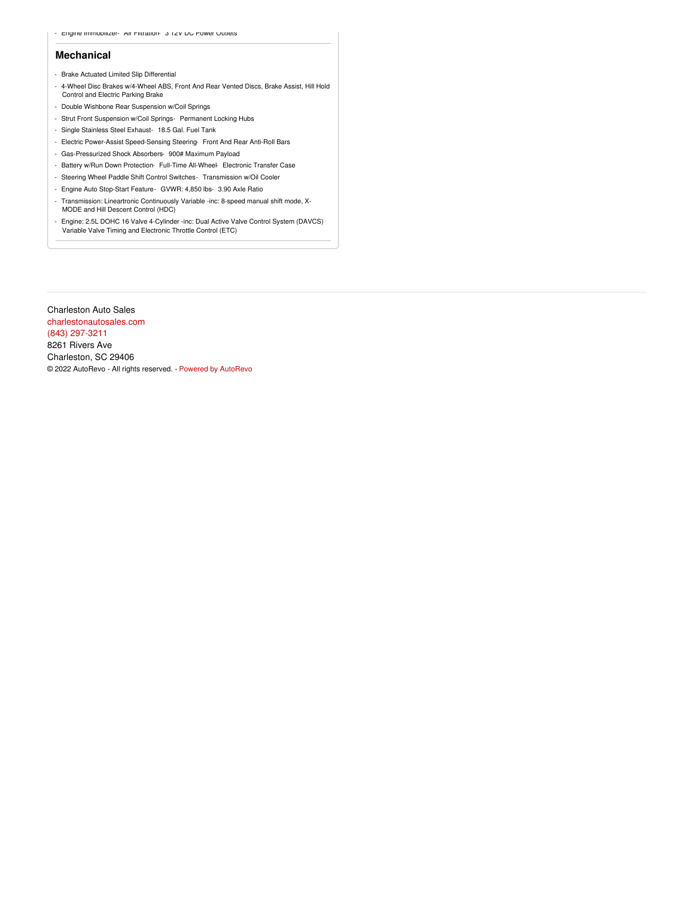- Engine Immobilizer- Air Filtration- 3 12V DC Power Outlets

## Mechanical

- Brake Actuated Limited Slip Differential
- 4-Wheel Disc Brakes w/4-Wheel ABS, Front And Rear Vented Discs, Brake Assist, Hill Hold Control and Electric Parking Brake
- Double Wishbone Rear Suspension w/Coil Springs
- Strut Front Suspension w/Coil Springs- Permanent Locking Hubs
- Single Stainless Steel Exhaust- 18.5 Gal. Fuel Tank
- Electric Power-Assist Speed-Sensing Steering- Front And Rear Anti-Roll Bars
- Gas-Pressurized Shock Absorbers- 900# Maximum Payload
- Battery w/Run Down Protection- Full-Time All-Wheel- Electronic Transfer Case
- Steering Wheel Paddle Shift Control Switches- Transmission w/Oil Cooler
- Engine Auto Stop-Start Feature- GVWR: 4,850 lbs- 3.90 Axle Ratio
- Transmission: Lineartronic Continuously Variable -inc: 8-speed manual shift mode, X-MODE and Hill Descent Control (HDC)
- Engine: 2.5L DOHC 16 Valve 4-Cylinder -inc: Dual Active Valve Control System (DAVCS) Variable Valve Timing and Electronic Throttle Control (ETC)

---

Charleston Auto Sales
charlestonautosales.com
(843) 297-3211
8261 Rivers Ave
Charleston, SC 29406
© 2022 AutoRevo - All rights reserved. - Powered by AutoRevo